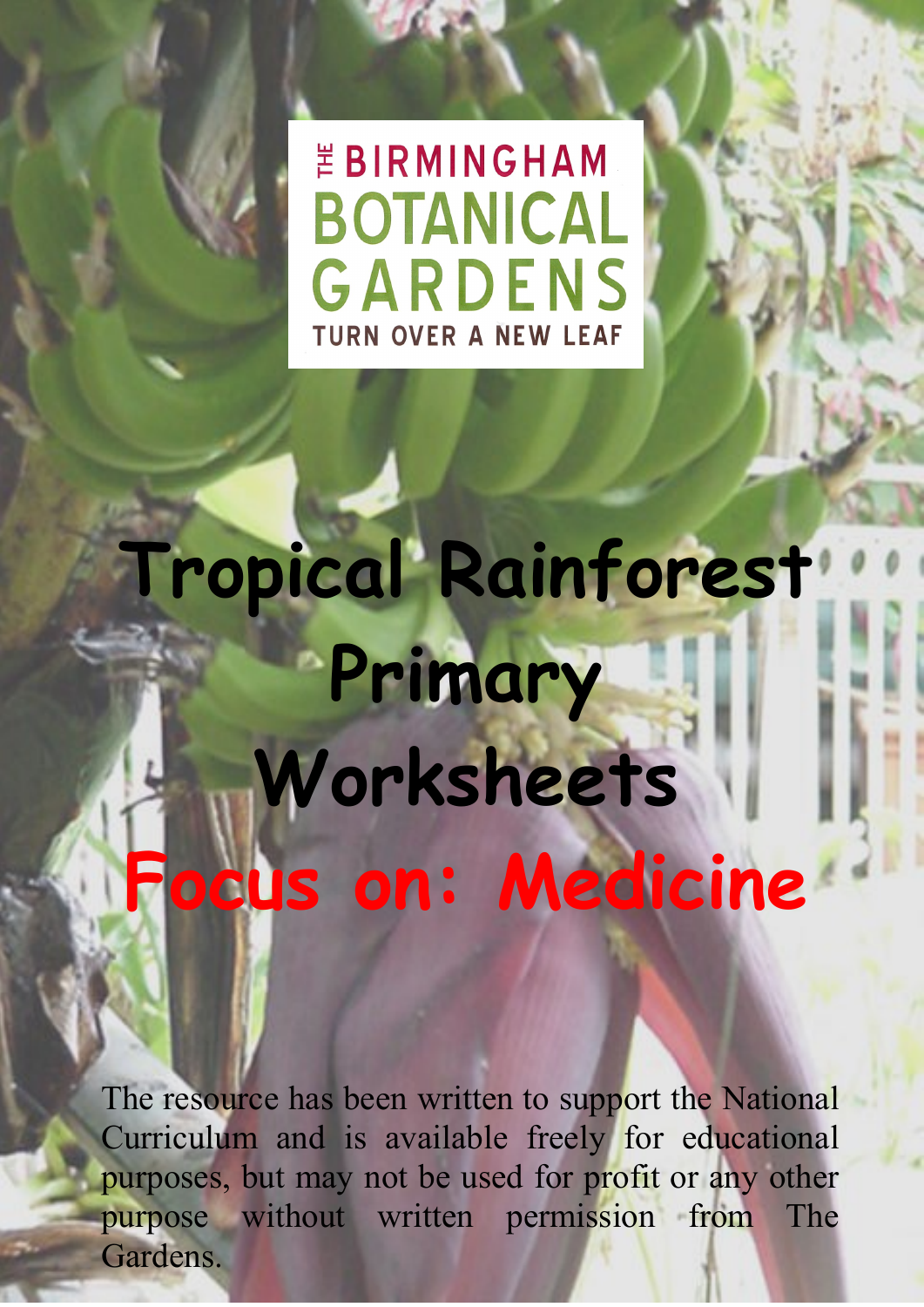THE BIRMINGHAM BOTANICAL GARDENS

TURN OVER A NEW LEAF

# Tropical Rainforest Primary Worksheets

# Focus on: Medicine

The resource has been written to support the National Curriculum and is available freely for educational purposes, but may not be used for profit or any other purpose without written permission from The Gardens.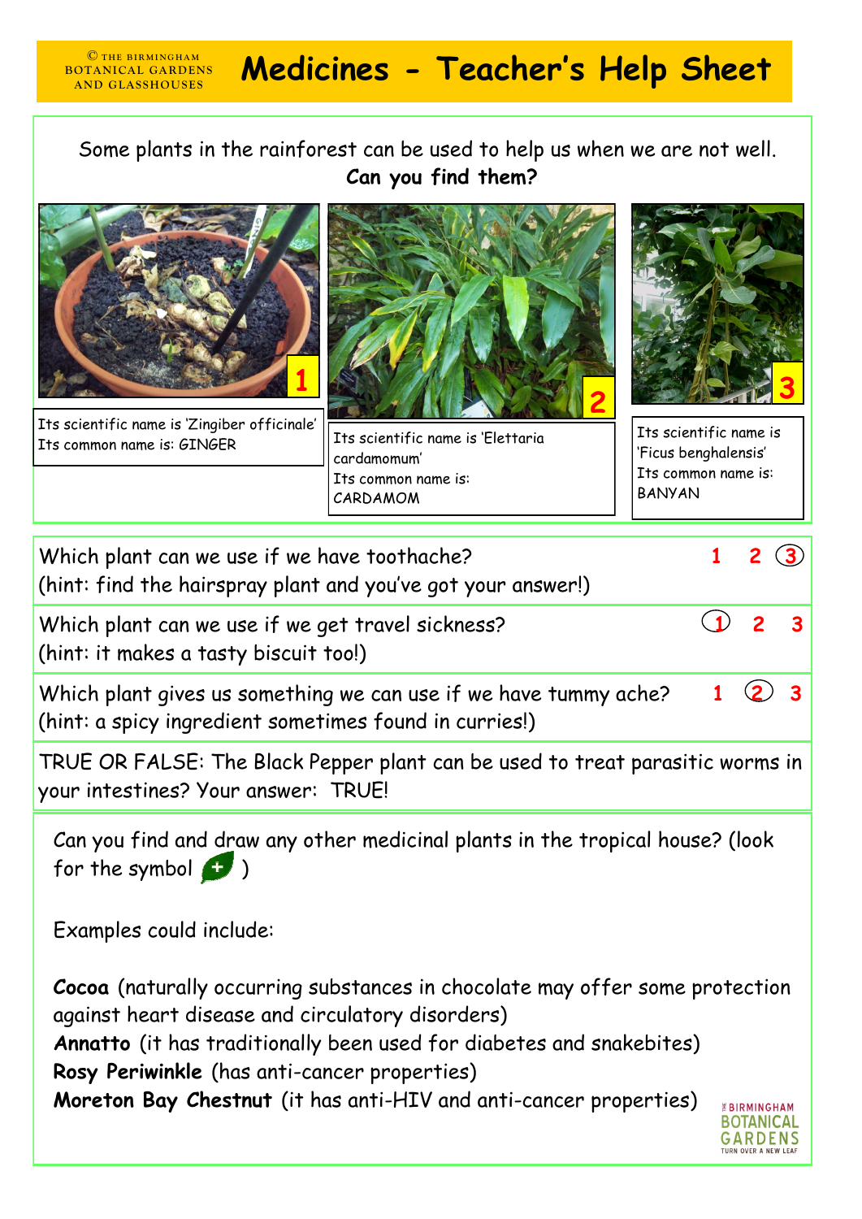© THE BIRMINGHAM BOTANICAL GARDENS AND GLASSHOUSES

# Medicines - Teacher's Help Sheet

Some plants in the rainforest can be used to help us when we are not well.
**Can you find them?**

1

Its scientific name is 'Zingiber officinale'
Its common name is: GINGER

2

Its scientific name is 'Elettaria cardamomum'
Its common name is: CARDAMOM

3

Its scientific name is 'Ficus benghalensis'
Its common name is: BANYAN

Which plant can we use if we have toothache?
(hint: find the hairspray plant and you've got your answer!) 1 2 (3)

Which plant can we use if we get travel sickness?
(hint: it makes a tasty biscuit too!) (1) 2 3

Which plant gives us something we can use if we have tummy ache?
(hint: a spicy ingredient sometimes found in curries!) 1 (2) 3

TRUE OR FALSE: The Black Pepper plant can be used to treat parasitic worms in your intestines? Your answer: TRUE!

Can you find and draw any other medicinal plants in the tropical house? (look for the symbol + )

Examples could include:

**Cocoa** (naturally occurring substances in chocolate may offer some protection against heart disease and circulatory disorders)
**Annatto** (it has traditionally been used for diabetes and snakebites)
**Rosy Periwinkle** (has anti-cancer properties)
**Moreton Bay Chestnut** (it has anti-HIV and anti-cancer properties)

THE BIRMINGHAM BOTANICAL GARDENS TURN OVER A NEW LEAF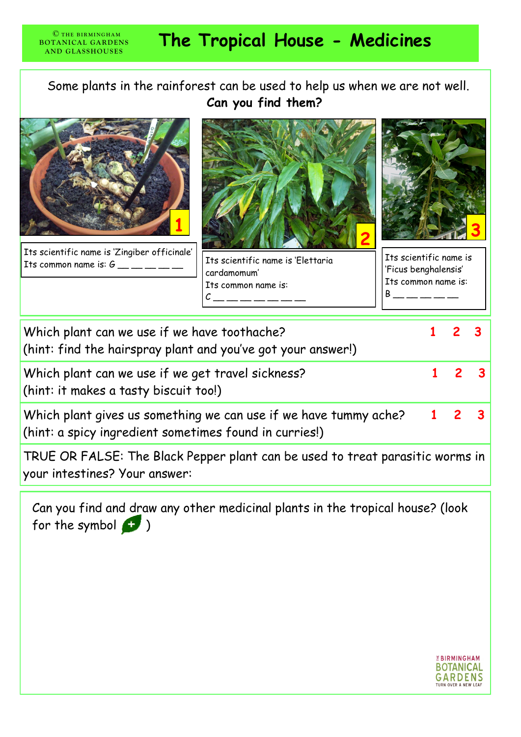© THE BIRMINGHAM BOTANICAL GARDENS AND GLASSHOUSES

# The Tropical House - Medicines

Some plants in the rainforest can be used to help us when we are not well.

**Can you find them?**

1

Its scientific name is 'Zingiber officinale'
Its common name is: G _ _ _ _ _

2

Its scientific name is 'Elettaria cardamomum'
Its common name is:
C _ _ _ _ _ _ _ _

3

Its scientific name is 'Ficus benghalensis'
Its common name is:
B _ _ _ _ _ _

| | |
|---|---|
| Which plant can we use if we have toothache?<br>(hint: find the hairspray plant and you've got your answer!) | 1 2 3 |
| Which plant can we use if we get travel sickness?<br>(hint: it makes a tasty biscuit too!) | 1 2 3 |
| Which plant gives us something we can use if we have tummy ache?<br>(hint: a spicy ingredient sometimes found in curries!) | 1 2 3 |

TRUE OR FALSE: The Black Pepper plant can be used to treat parasitic worms in your intestines? Your answer:

Can you find and draw any other medicinal plants in the tropical house? (look for the symbol + )

THE BIRMINGHAM BOTANICAL GARDENS
TURN OVER A NEW LEAF